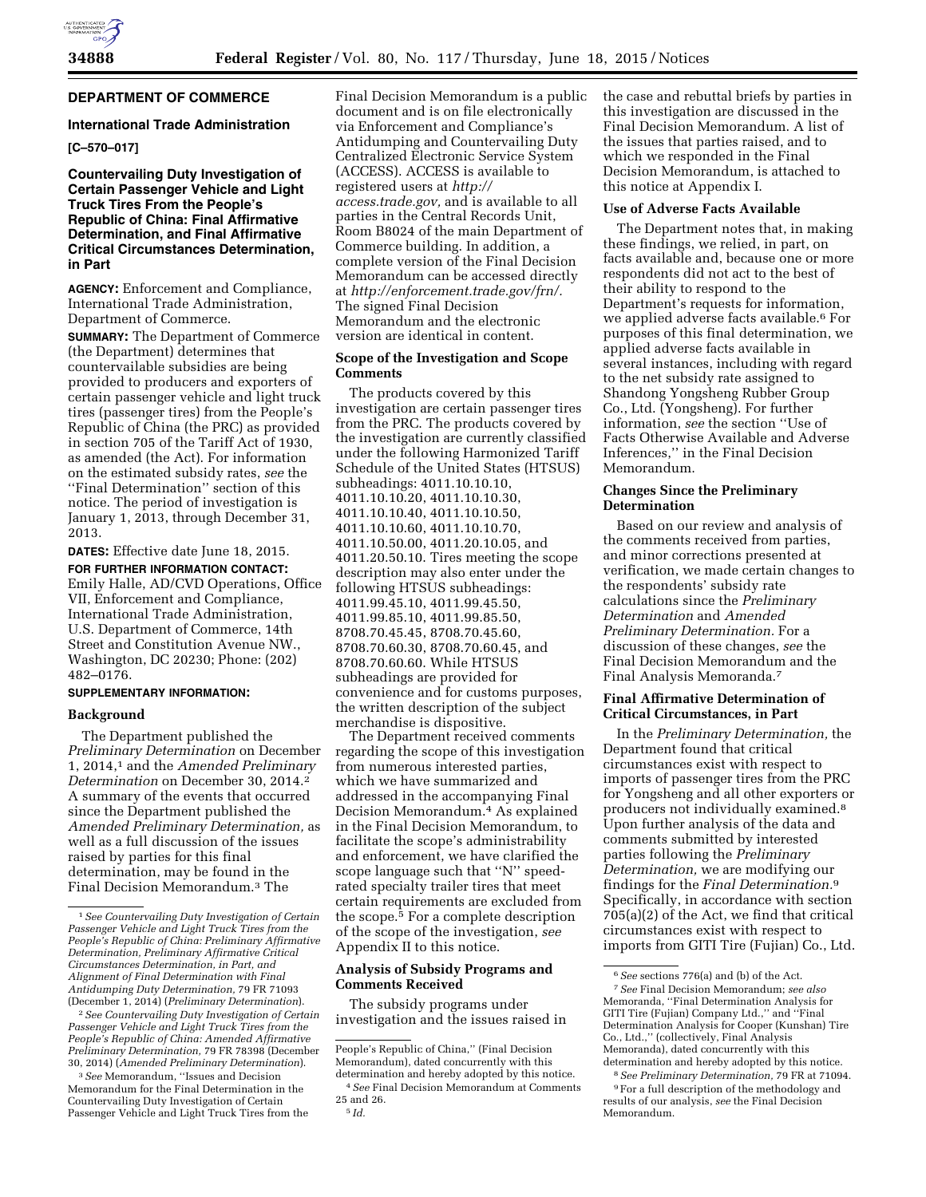**DEPARTMENT OF COMMERCE**

**International Trade Administration**

**[C–570–017]**

## Countervailing Duty Investigation of Certain Passenger Vehicle and Light Truck Tires From the People's Republic of China: Final Affirmative Determination, and Final Affirmative Critical Circumstances Determination, in Part

**AGENCY:** Enforcement and Compliance, International Trade Administration, Department of Commerce.

**SUMMARY:** The Department of Commerce (the Department) determines that countervailable subsidies are being provided to producers and exporters of certain passenger vehicle and light truck tires (passenger tires) from the People's Republic of China (the PRC) as provided in section 705 of the Tariff Act of 1930, as amended (the Act). For information on the estimated subsidy rates, *see* the ''Final Determination'' section of this notice. The period of investigation is January 1, 2013, through December 31, 2013.

**DATES:** Effective date June 18, 2015.

**FOR FURTHER INFORMATION CONTACT:** Emily Halle, AD/CVD Operations, Office VII, Enforcement and Compliance, International Trade Administration, U.S. Department of Commerce, 14th Street and Constitution Avenue NW., Washington, DC 20230; Phone: (202) 482–0176.

**SUPPLEMENTARY INFORMATION:**

### Background

The Department published the *Preliminary Determination* on December 1, 2014,[1] and the *Amended Preliminary Determination* on December 30, 2014.[2] A summary of the events that occurred since the Department published the *Amended Preliminary Determination,* as well as a full discussion of the issues raised by parties for this final determination, may be found in the Final Decision Memorandum.[3] The Final Decision Memorandum is a public document and is on file electronically via Enforcement and Compliance's Antidumping and Countervailing Duty Centralized Electronic Service System (ACCESS). ACCESS is available to registered users at *http://access.trade.gov,* and is available to all parties in the Central Records Unit, Room B8024 of the main Department of Commerce building. In addition, a complete version of the Final Decision Memorandum can be accessed directly at *http://enforcement.trade.gov/frn/.* The signed Final Decision Memorandum and the electronic version are identical in content.

### Scope of the Investigation and Scope Comments

The products covered by this investigation are certain passenger tires from the PRC. The products covered by the investigation are currently classified under the following Harmonized Tariff Schedule of the United States (HTSUS) subheadings: 4011.10.10.10, 4011.10.10.20, 4011.10.10.30, 4011.10.10.40, 4011.10.10.50, 4011.10.10.60, 4011.10.10.70, 4011.10.50.00, 4011.20.10.05, and 4011.20.50.10. Tires meeting the scope description may also enter under the following HTSUS subheadings: 4011.99.45.10, 4011.99.45.50, 4011.99.85.10, 4011.99.85.50, 8708.70.45.45, 8708.70.45.60, 8708.70.60.30, 8708.70.60.45, and 8708.70.60.60. While HTSUS subheadings are provided for convenience and for customs purposes, the written description of the subject merchandise is dispositive.

The Department received comments regarding the scope of this investigation from numerous interested parties, which we have summarized and addressed in the accompanying Final Decision Memorandum.[4] As explained in the Final Decision Memorandum, to facilitate the scope's administrability and enforcement, we have clarified the scope language such that ''N'' speed-rated specialty trailer tires that meet certain requirements are excluded from the scope.[5] For a complete description of the scope of the investigation, *see* Appendix II to this notice.

### Analysis of Subsidy Programs and Comments Received

The subsidy programs under investigation and the issues raised in the case and rebuttal briefs by parties in this investigation are discussed in the Final Decision Memorandum. A list of the issues that parties raised, and to which we responded in the Final Decision Memorandum, is attached to this notice at Appendix I.

### Use of Adverse Facts Available

The Department notes that, in making these findings, we relied, in part, on facts available and, because one or more respondents did not act to the best of their ability to respond to the Department's requests for information, we applied adverse facts available.[6] For purposes of this final determination, we applied adverse facts available in several instances, including with regard to the net subsidy rate assigned to Shandong Yongsheng Rubber Group Co., Ltd. (Yongsheng). For further information, *see* the section ''Use of Facts Otherwise Available and Adverse Inferences,'' in the Final Decision Memorandum.

### Changes Since the Preliminary Determination

Based on our review and analysis of the comments received from parties, and minor corrections presented at verification, we made certain changes to the respondents' subsidy rate calculations since the *Preliminary Determination* and *Amended Preliminary Determination.* For a discussion of these changes, *see* the Final Decision Memorandum and the Final Analysis Memoranda.[7]

### Final Affirmative Determination of Critical Circumstances, in Part

In the *Preliminary Determination,* the Department found that critical circumstances exist with respect to imports of passenger tires from the PRC for Yongsheng and all other exporters or producers not individually examined.[8] Upon further analysis of the data and comments submitted by interested parties following the *Preliminary Determination,* we are modifying our findings for the *Final Determination.*[9] Specifically, in accordance with section 705(a)(2) of the Act, we find that critical circumstances exist with respect to imports from GITI Tire (Fujian) Co., Ltd.

---

[1] *See Countervailing Duty Investigation of Certain Passenger Vehicle and Light Truck Tires from the People's Republic of China: Preliminary Affirmative Determination, Preliminary Affirmative Critical Circumstances Determination, in Part, and Alignment of Final Determination with Final Antidumping Duty Determination,* 79 FR 71093 (December 1, 2014) (*Preliminary Determination*).

[2] *See Countervailing Duty Investigation of Certain Passenger Vehicle and Light Truck Tires from the People's Republic of China: Amended Affirmative Preliminary Determination,* 79 FR 78398 (December 30, 2014) (*Amended Preliminary Determination*).

[3] *See* Memorandum, ''Issues and Decision Memorandum for the Final Determination in the Countervailing Duty Investigation of Certain Passenger Vehicle and Light Truck Tires from the People's Republic of China,'' (Final Decision Memorandum), dated concurrently with this determination and hereby adopted by this notice.

[4] *See* Final Decision Memorandum at Comments 25 and 26.

[5] *Id.*

[6] *See* sections 776(a) and (b) of the Act.

[7] *See* Final Decision Memorandum; *see also* Memoranda, ''Final Determination Analysis for GITI Tire (Fujian) Company Ltd.,'' and ''Final Determination Analysis for Cooper (Kunshan) Tire Co., Ltd.,'' (collectively, Final Analysis Memoranda), dated concurrently with this determination and hereby adopted by this notice.

[8] *See Preliminary Determination,* 79 FR at 71094.

[9] For a full description of the methodology and results of our analysis, *see* the Final Decision Memorandum.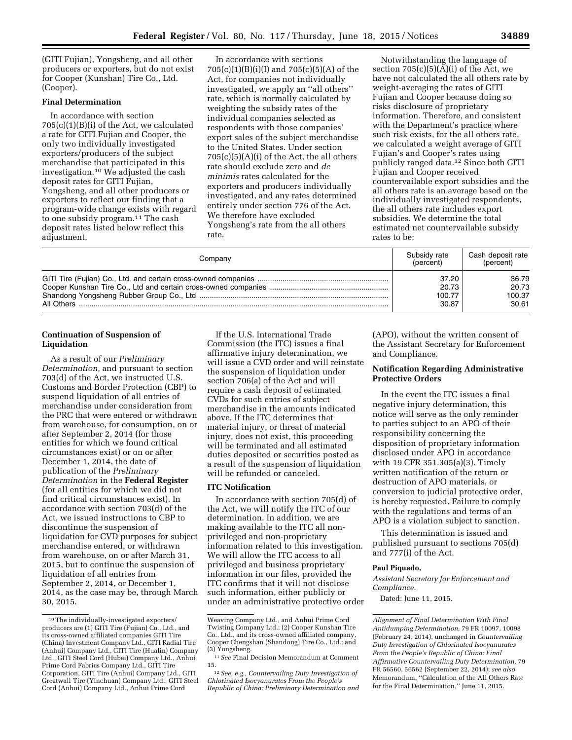(GITI Fujian), Yongsheng, and all other producers or exporters, but do not exist for Cooper (Kunshan) Tire Co., Ltd. (Cooper).

**Final Determination**

In accordance with section 705(c)(1)(B)(i) of the Act, we calculated a rate for GITI Fujian and Cooper, the only two individually investigated exporters/producers of the subject merchandise that participated in this investigation.[10] We adjusted the cash deposit rates for GITI Fujian, Yongsheng, and all other producers or exporters to reflect our finding that a program-wide change exists with regard to one subsidy program.[11] The cash deposit rates listed below reflect this adjustment.

In accordance with sections 705(c)(1)(B)(i)(I) and 705(c)(5)(A) of the Act, for companies not individually investigated, we apply an ''all others'' rate, which is normally calculated by weighting the subsidy rates of the individual companies selected as respondents with those companies' export sales of the subject merchandise to the United States. Under section 705(c)(5)(A)(i) of the Act, the all others rate should exclude zero and *de minimis* rates calculated for the exporters and producers individually investigated, and any rates determined entirely under section 776 of the Act. We therefore have excluded Yongsheng's rate from the all others rate.

Notwithstanding the language of section 705(c)(5)(A)(i) of the Act, we have not calculated the all others rate by weight-averaging the rates of GITI Fujian and Cooper because doing so risks disclosure of proprietary information. Therefore, and consistent with the Department's practice where such risk exists, for the all others rate, we calculated a weight average of GITI Fujian's and Cooper's rates using publicly ranged data.[12] Since both GITI Fujian and Cooper received countervailable export subsidies and the all others rate is an average based on the individually investigated respondents, the all others rate includes export subsidies. We determine the total estimated net countervailable subsidy rates to be:

| Company | Subsidy rate (percent) | Cash deposit rate (percent) |
|---|---|---|
| GITI Tire (Fujian) Co., Ltd. and certain cross-owned companies | 37.20 | 36.79 |
| Cooper Kunshan Tire Co., Ltd and certain cross-owned companies | 20.73 | 20.73 |
| Shandong Yongsheng Rubber Group Co., Ltd | 100.77 | 100.37 |
| All Others | 30.87 | 30.61 |

**Continuation of Suspension of Liquidation**

As a result of our *Preliminary Determination,* and pursuant to section 703(d) of the Act, we instructed U.S. Customs and Border Protection (CBP) to suspend liquidation of all entries of merchandise under consideration from the PRC that were entered or withdrawn from warehouse, for consumption, on or after September 2, 2014 (for those entities for which we found critical circumstances exist) or on or after December 1, 2014, the date of publication of the *Preliminary Determination* in the **Federal Register** (for all entities for which we did not find critical circumstances exist). In accordance with section 703(d) of the Act, we issued instructions to CBP to discontinue the suspension of liquidation for CVD purposes for subject merchandise entered, or withdrawn from warehouse, on or after March 31, 2015, but to continue the suspension of liquidation of all entries from September 2, 2014, or December 1, 2014, as the case may be, through March 30, 2015.

If the U.S. International Trade Commission (the ITC) issues a final affirmative injury determination, we will issue a CVD order and will reinstate the suspension of liquidation under section 706(a) of the Act and will require a cash deposit of estimated CVDs for such entries of subject merchandise in the amounts indicated above. If the ITC determines that material injury, or threat of material injury, does not exist, this proceeding will be terminated and all estimated duties deposited or securities posted as a result of the suspension of liquidation will be refunded or canceled.

**ITC Notification**

In accordance with section 705(d) of the Act, we will notify the ITC of our determination. In addition, we are making available to the ITC all non-privileged and non-proprietary information related to this investigation. We will allow the ITC access to all privileged and business proprietary information in our files, provided the ITC confirms that it will not disclose such information, either publicly or under an administrative protective order (APO), without the written consent of the Assistant Secretary for Enforcement and Compliance.

**Notification Regarding Administrative Protective Orders**

In the event the ITC issues a final negative injury determination, this notice will serve as the only reminder to parties subject to an APO of their responsibility concerning the disposition of proprietary information disclosed under APO in accordance with 19 CFR 351.305(a)(3). Timely written notification of the return or destruction of APO materials, or conversion to judicial protective order, is hereby requested. Failure to comply with the regulations and terms of an APO is a violation subject to sanction.

This determination is issued and published pursuant to sections 705(d) and 777(i) of the Act.

**Paul Piquado,**

*Assistant Secretary for Enforcement and Compliance.*

Dated: June 11, 2015.

---

[10] The individually-investigated exporters/producers are (1) GITI Tire (Fujian) Co., Ltd., and its cross-owned affiliated companies GITI Tire (China) Investment Company Ltd., GITI Radial Tire (Anhui) Company Ltd., GITI Tire (Hualin) Company Ltd., GITI Steel Cord (Hubei) Company Ltd., Anhui Prime Cord Fabrics Company Ltd., GITI Tire Corporation, GITI Tire (Anhui) Company Ltd., GITI Greatwall Tire (Yinchuan) Company Ltd., GITI Steel Cord (Anhui) Company Ltd., Anhui Prime Cord Weaving Company Ltd., and Anhui Prime Cord Twisting Company Ltd.; (2) Cooper Kunshan Tire Co., Ltd., and its cross-owned affiliated company, Cooper Chengshan (Shandong) Tire Co., Ltd.; and (3) Yongsheng.

[11] *See* Final Decision Memorandum at Comment 15.

[12] *See, e.g., Countervailing Duty Investigation of Chlorinated Isocyanurates From the People's Republic of China: Preliminary Determination and Alignment of Final Determination With Final Antidumping Determination,* 79 FR 10097, 10098 (February 24, 2014), unchanged in *Countervailing Duty Investigation of Chlorinated Isocyanurates From the People's Republic of China: Final Affirmative Countervailing Duty Determination,* 79 FR 56560, 56562 (September 22, 2014); *see also* Memorandum, ''Calculation of the All Others Rate for the Final Determination,'' June 11, 2015.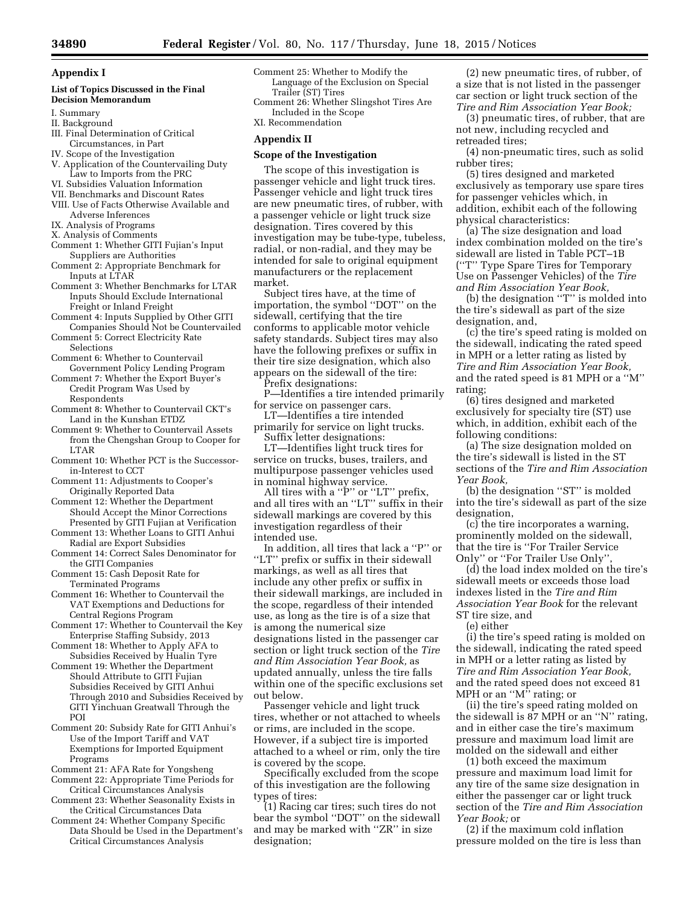## Appendix I

### List of Topics Discussed in the Final Decision Memorandum

I. Summary
II. Background
III. Final Determination of Critical Circumstances, in Part
IV. Scope of the Investigation
V. Application of the Countervailing Duty Law to Imports from the PRC
VI. Subsidies Valuation Information
VII. Benchmarks and Discount Rates
VIII. Use of Facts Otherwise Available and Adverse Inferences
IX. Analysis of Programs
X. Analysis of Comments
Comment 1: Whether GITI Fujian's Input Suppliers are Authorities
Comment 2: Appropriate Benchmark for Inputs at LTAR
Comment 3: Whether Benchmarks for LTAR Inputs Should Exclude International Freight or Inland Freight
Comment 4: Inputs Supplied by Other GITI Companies Should Not be Countervailed
Comment 5: Correct Electricity Rate Selections
Comment 6: Whether to Countervail Government Policy Lending Program
Comment 7: Whether the Export Buyer's Credit Program Was Used by Respondents
Comment 8: Whether to Countervail CKT's Land in the Kunshan ETDZ
Comment 9: Whether to Countervail Assets from the Chengshan Group to Cooper for LTAR
Comment 10: Whether PCT is the Successor-in-Interest to CCT
Comment 11: Adjustments to Cooper's Originally Reported Data
Comment 12: Whether the Department Should Accept the Minor Corrections Presented by GITI Fujian at Verification
Comment 13: Whether Loans to GITI Anhui Radial are Export Subsidies
Comment 14: Correct Sales Denominator for the GITI Companies
Comment 15: Cash Deposit Rate for Terminated Programs
Comment 16: Whether to Countervail the VAT Exemptions and Deductions for Central Regions Program
Comment 17: Whether to Countervail the Key Enterprise Staffing Subsidy, 2013
Comment 18: Whether to Apply AFA to Subsidies Received by Hualin Tyre
Comment 19: Whether the Department Should Attribute to GITI Fujian Subsidies Received by GITI Anhui Through 2010 and Subsidies Received by GITI Yinchuan Greatwall Through the POI
Comment 20: Subsidy Rate for GITI Anhui's Use of the Import Tariff and VAT Exemptions for Imported Equipment Programs
Comment 21: AFA Rate for Yongsheng
Comment 22: Appropriate Time Periods for Critical Circumstances Analysis
Comment 23: Whether Seasonality Exists in the Critical Circumstances Data
Comment 24: Whether Company Specific Data Should be Used in the Department's Critical Circumstances Analysis
Comment 25: Whether to Modify the Language of the Exclusion on Special Trailer (ST) Tires
Comment 26: Whether Slingshot Tires Are Included in the Scope
XI. Recommendation

## Appendix II

### Scope of the Investigation

The scope of this investigation is passenger vehicle and light truck tires. Passenger vehicle and light truck tires are new pneumatic tires, of rubber, with a passenger vehicle or light truck size designation. Tires covered by this investigation may be tube-type, tubeless, radial, or non-radial, and they may be intended for sale to original equipment manufacturers or the replacement market.

Subject tires have, at the time of importation, the symbol "DOT" on the sidewall, certifying that the tire conforms to applicable motor vehicle safety standards. Subject tires may also have the following prefixes or suffix in their tire size designation, which also appears on the sidewall of the tire:

Prefix designations:

P—Identifies a tire intended primarily for service on passenger cars.

LT—Identifies a tire intended primarily for service on light trucks.

Suffix letter designations:

LT—Identifies light truck tires for service on trucks, buses, trailers, and multipurpose passenger vehicles used in nominal highway service.

All tires with a "P" or "LT" prefix, and all tires with an "LT" suffix in their sidewall markings are covered by this investigation regardless of their intended use.

In addition, all tires that lack a "P" or "LT" prefix or suffix in their sidewall markings, as well as all tires that include any other prefix or suffix in their sidewall markings, are included in the scope, regardless of their intended use, as long as the tire is of a size that is among the numerical size designations listed in the passenger car section or light truck section of the *Tire and Rim Association Year Book,* as updated annually, unless the tire falls within one of the specific exclusions set out below.

Passenger vehicle and light truck tires, whether or not attached to wheels or rims, are included in the scope. However, if a subject tire is imported attached to a wheel or rim, only the tire is covered by the scope.

Specifically excluded from the scope of this investigation are the following types of tires:

(1) Racing car tires; such tires do not bear the symbol "DOT" on the sidewall and may be marked with "ZR" in size designation;

(2) new pneumatic tires, of rubber, of a size that is not listed in the passenger car section or light truck section of the *Tire and Rim Association Year Book;*

(3) pneumatic tires, of rubber, that are not new, including recycled and retreaded tires;

(4) non-pneumatic tires, such as solid rubber tires;

(5) tires designed and marketed exclusively as temporary use spare tires for passenger vehicles which, in addition, exhibit each of the following physical characteristics:

(a) The size designation and load index combination molded on the tire's sidewall are listed in Table PCT–1B ("T" Type Spare Tires for Temporary Use on Passenger Vehicles) of the *Tire and Rim Association Year Book,*

(b) the designation "T" is molded into the tire's sidewall as part of the size designation, and,

(c) the tire's speed rating is molded on the sidewall, indicating the rated speed in MPH or a letter rating as listed by *Tire and Rim Association Year Book,* and the rated speed is 81 MPH or a "M" rating;

(6) tires designed and marketed exclusively for specialty tire (ST) use which, in addition, exhibit each of the following conditions:

(a) The size designation molded on the tire's sidewall is listed in the ST sections of the *Tire and Rim Association Year Book,*

(b) the designation "ST" is molded into the tire's sidewall as part of the size designation,

(c) the tire incorporates a warning, prominently molded on the sidewall, that the tire is "For Trailer Service Only" or "For Trailer Use Only",

(d) the load index molded on the tire's sidewall meets or exceeds those load indexes listed in the *Tire and Rim Association Year Book* for the relevant ST tire size, and

(e) either

(i) the tire's speed rating is molded on the sidewall, indicating the rated speed in MPH or a letter rating as listed by *Tire and Rim Association Year Book,* and the rated speed does not exceed 81 MPH or an "M" rating; or

(ii) the tire's speed rating molded on the sidewall is 87 MPH or an "N" rating, and in either case the tire's maximum pressure and maximum load limit are molded on the sidewall and either

(1) both exceed the maximum pressure and maximum load limit for any tire of the same size designation in either the passenger car or light truck section of the *Tire and Rim Association Year Book;* or

(2) if the maximum cold inflation pressure molded on the tire is less than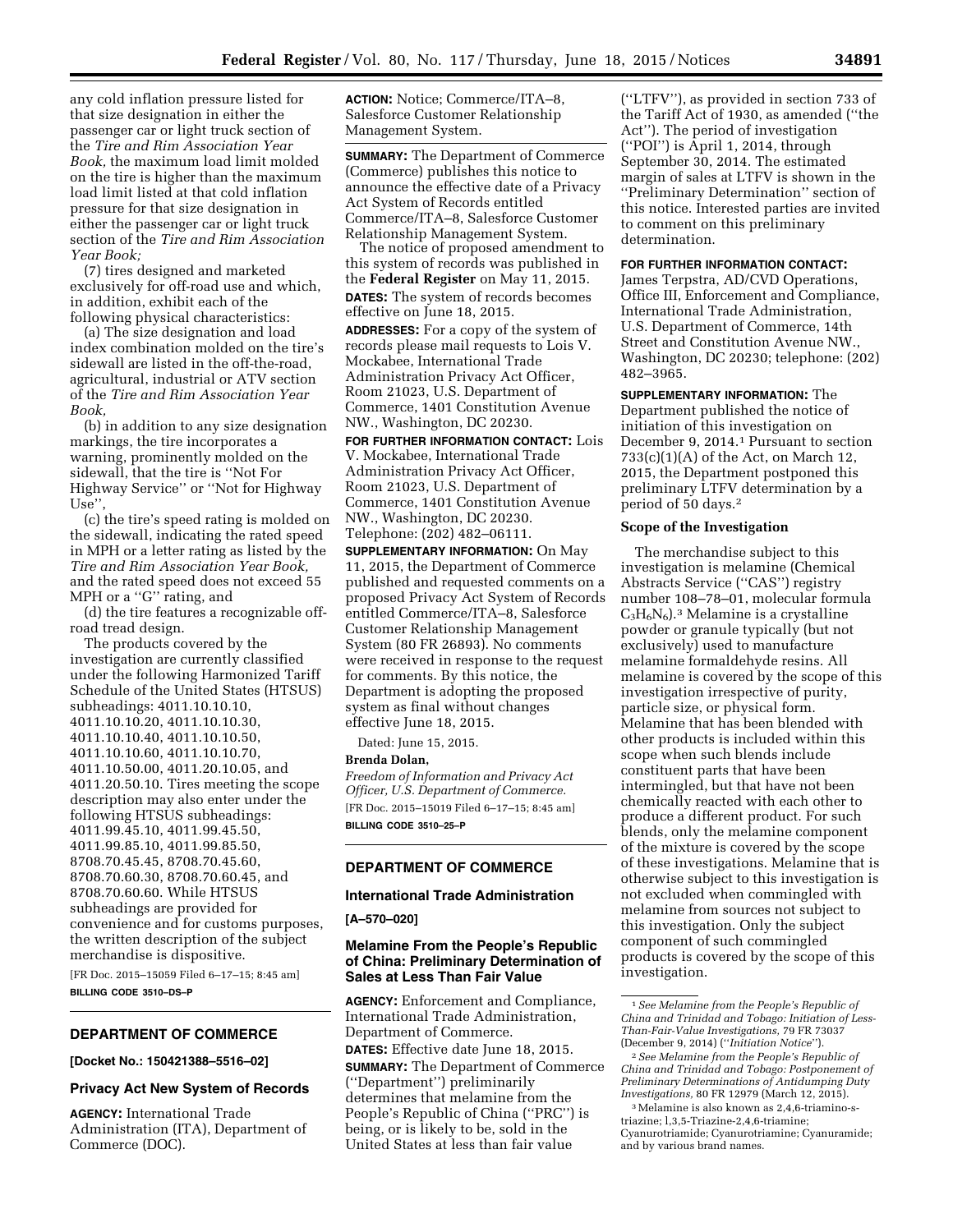any cold inflation pressure listed for that size designation in either the passenger car or light truck section of the *Tire and Rim Association Year Book,* the maximum load limit molded on the tire is higher than the maximum load limit listed at that cold inflation pressure for that size designation in either the passenger car or light truck section of the *Tire and Rim Association Year Book;*

(7) tires designed and marketed exclusively for off-road use and which, in addition, exhibit each of the following physical characteristics:

(a) The size designation and load index combination molded on the tire's sidewall are listed in the off-the-road, agricultural, industrial or ATV section of the *Tire and Rim Association Year Book,*

(b) in addition to any size designation markings, the tire incorporates a warning, prominently molded on the sidewall, that the tire is ''Not For Highway Service'' or ''Not for Highway Use'',

(c) the tire's speed rating is molded on the sidewall, indicating the rated speed in MPH or a letter rating as listed by the *Tire and Rim Association Year Book,* and the rated speed does not exceed 55 MPH or a ''G'' rating, and

(d) the tire features a recognizable off-road tread design.

The products covered by the investigation are currently classified under the following Harmonized Tariff Schedule of the United States (HTSUS) subheadings: 4011.10.10.10, 4011.10.10.20, 4011.10.10.30, 4011.10.10.40, 4011.10.10.50, 4011.10.10.60, 4011.10.10.70, 4011.10.50.00, 4011.20.10.05, and 4011.20.50.10. Tires meeting the scope description may also enter under the following HTSUS subheadings: 4011.99.45.10, 4011.99.45.50, 4011.99.85.10, 4011.99.85.50, 8708.70.45.45, 8708.70.45.60, 8708.70.60.30, 8708.70.60.45, and 8708.70.60.60. While HTSUS subheadings are provided for convenience and for customs purposes, the written description of the subject merchandise is dispositive.

[FR Doc. 2015–15059 Filed 6–17–15; 8:45 am]

**BILLING CODE 3510–DS–P**

## DEPARTMENT OF COMMERCE

**[Docket No.: 150421388–5516–02]**

### Privacy Act New System of Records

**AGENCY:** International Trade Administration (ITA), Department of Commerce (DOC).

**ACTION:** Notice; Commerce/ITA–8, Salesforce Customer Relationship Management System.

**SUMMARY:** The Department of Commerce (Commerce) publishes this notice to announce the effective date of a Privacy Act System of Records entitled Commerce/ITA–8, Salesforce Customer Relationship Management System.

The notice of proposed amendment to this system of records was published in the **Federal Register** on May 11, 2015.

**DATES:** The system of records becomes effective on June 18, 2015.

**ADDRESSES:** For a copy of the system of records please mail requests to Lois V. Mockabee, International Trade Administration Privacy Act Officer, Room 21023, U.S. Department of Commerce, 1401 Constitution Avenue NW., Washington, DC 20230.

**FOR FURTHER INFORMATION CONTACT:** Lois V. Mockabee, International Trade Administration Privacy Act Officer, Room 21023, U.S. Department of Commerce, 1401 Constitution Avenue NW., Washington, DC 20230. Telephone: (202) 482–06111.

**SUPPLEMENTARY INFORMATION:** On May 11, 2015, the Department of Commerce published and requested comments on a proposed Privacy Act System of Records entitled Commerce/ITA–8, Salesforce Customer Relationship Management System (80 FR 26893). No comments were received in response to the request for comments. By this notice, the Department is adopting the proposed system as final without changes effective June 18, 2015.

Dated: June 15, 2015.

**Brenda Dolan,**

*Freedom of Information and Privacy Act Officer, U.S. Department of Commerce.*

[FR Doc. 2015–15019 Filed 6–17–15; 8:45 am]

**BILLING CODE 3510–25–P**

## DEPARTMENT OF COMMERCE

### International Trade Administration

**[A–570–020]**

### Melamine From the People's Republic of China: Preliminary Determination of Sales at Less Than Fair Value

**AGENCY:** Enforcement and Compliance, International Trade Administration, Department of Commerce.

**DATES:** Effective date June 18, 2015.

**SUMMARY:** The Department of Commerce (''Department'') preliminarily determines that melamine from the People's Republic of China (''PRC'') is being, or is likely to be, sold in the United States at less than fair value (''LTFV''), as provided in section 733 of the Tariff Act of 1930, as amended (''the Act''). The period of investigation (''POI'') is April 1, 2014, through September 30, 2014. The estimated margin of sales at LTFV is shown in the ''Preliminary Determination'' section of this notice. Interested parties are invited to comment on this preliminary determination.

**FOR FURTHER INFORMATION CONTACT:** James Terpstra, AD/CVD Operations, Office III, Enforcement and Compliance, International Trade Administration, U.S. Department of Commerce, 14th Street and Constitution Avenue NW., Washington, DC 20230; telephone: (202) 482–3965.

**SUPPLEMENTARY INFORMATION:** The Department published the notice of initiation of this investigation on December 9, 2014.[1] Pursuant to section 733(c)(1)(A) of the Act, on March 12, 2015, the Department postponed this preliminary LTFV determination by a period of 50 days.[2]

#### Scope of the Investigation

The merchandise subject to this investigation is melamine (Chemical Abstracts Service (''CAS'') registry number 108–78–01, molecular formula $C_3H_6N_6$).[3] Melamine is a crystalline powder or granule typically (but not exclusively) used to manufacture melamine formaldehyde resins. All melamine is covered by the scope of this investigation irrespective of purity, particle size, or physical form. Melamine that has been blended with other products is included within this scope when such blends include constituent parts that have been intermingled, but that have not been chemically reacted with each other to produce a different product. For such blends, only the melamine component of the mixture is covered by the scope of these investigations. Melamine that is otherwise subject to this investigation is not excluded when commingled with melamine from sources not subject to this investigation. Only the subject component of such commingled products is covered by the scope of this investigation.

---

[1] *See Melamine from the People's Republic of China and Trinidad and Tobago: Initiation of Less-Than-Fair-Value Investigations,* 79 FR 73037 (December 9, 2014) (''*Initiation Notice*'').

[2] *See Melamine from the People's Republic of China and Trinidad and Tobago: Postponement of Preliminary Determinations of Antidumping Duty Investigations,* 80 FR 12979 (March 12, 2015).

[3] Melamine is also known as 2,4,6-triamino-s-triazine; l,3,5-Triazine-2,4,6-triamine; Cyanurotriamide; Cyanurotriamine; Cyanuramide; and by various brand names.